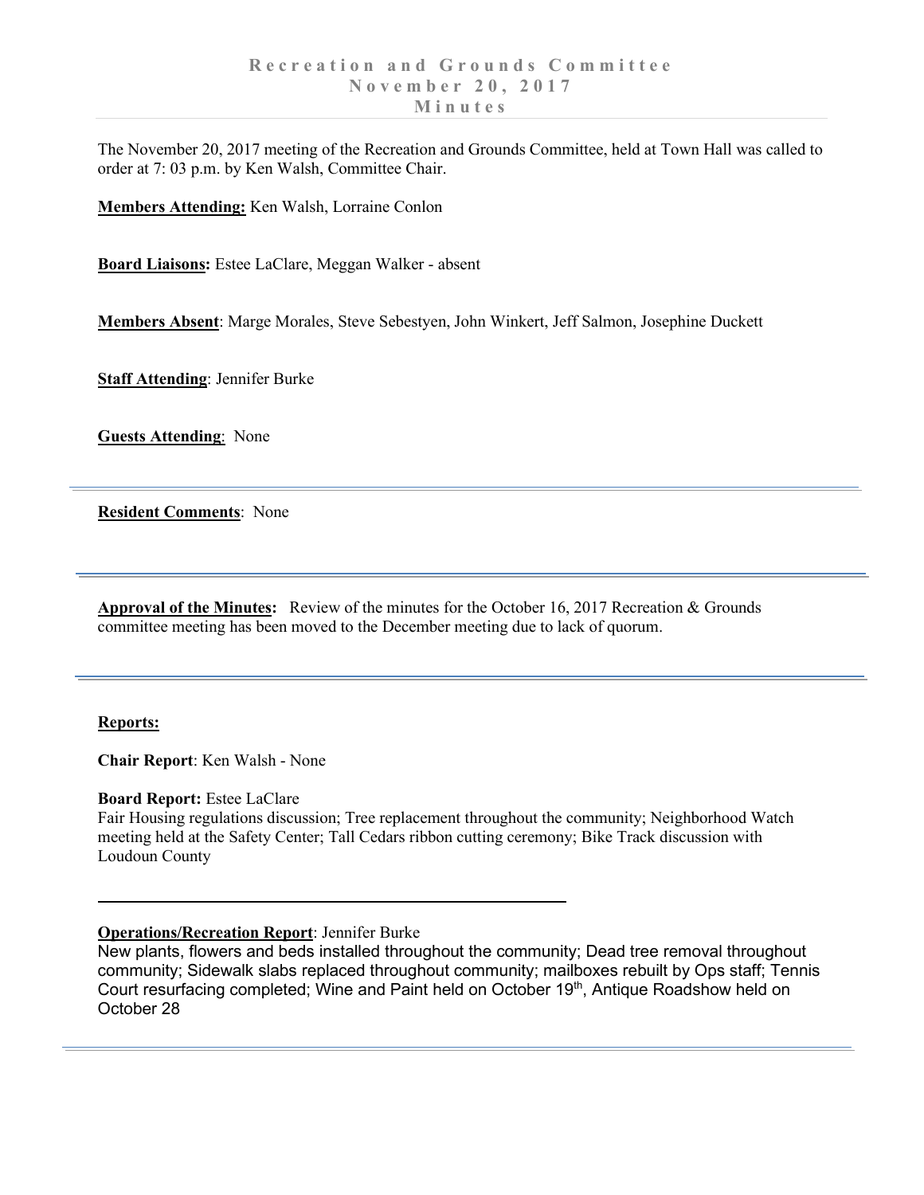# Recreation and Grounds Committee
## November 20, 2017
## Minutes

The November 20, 2017 meeting of the Recreation and Grounds Committee, held at Town Hall was called to order at 7: 03 p.m. by Ken Walsh, Committee Chair.

**Members Attending:** Ken Walsh, Lorraine Conlon

**Board Liaisons:** Estee LaClare, Meggan Walker - absent

**Members Absent**: Marge Morales, Steve Sebestyen, John Winkert, Jeff Salmon, Josephine Duckett

**Staff Attending**: Jennifer Burke

**Guests Attending**: None

---

**Resident Comments**: None

---

**Approval of the Minutes:** Review of the minutes for the October 16, 2017 Recreation & Grounds committee meeting has been moved to the December meeting due to lack of quorum.

---

**Reports:**

**Chair Report**: Ken Walsh - None

**Board Report:** Estee LaClare
Fair Housing regulations discussion; Tree replacement throughout the community; Neighborhood Watch meeting held at the Safety Center; Tall Cedars ribbon cutting ceremony; Bike Track discussion with Loudoun County

---

**Operations/Recreation Report**: Jennifer Burke
New plants, flowers and beds installed throughout the community; Dead tree removal throughout community; Sidewalk slabs replaced throughout community; mailboxes rebuilt by Ops staff; Tennis Court resurfacing completed; Wine and Paint held on October 19th, Antique Roadshow held on October 28

---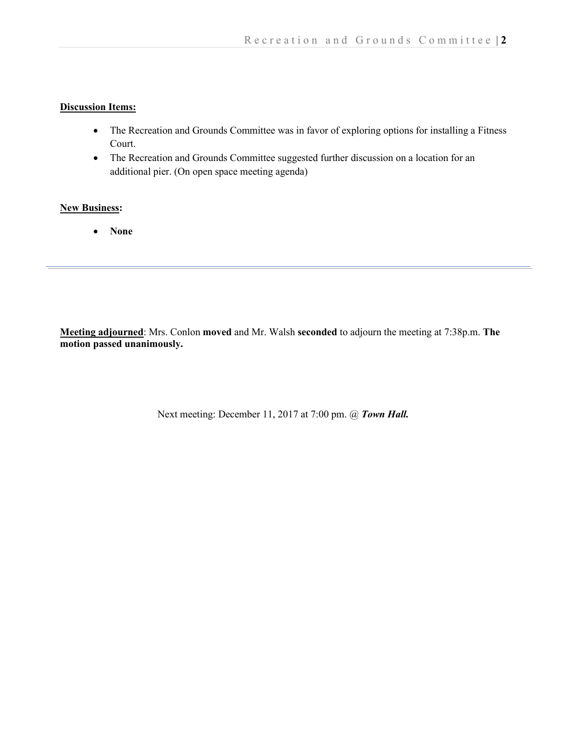**Discussion Items:**

- The Recreation and Grounds Committee was in favor of exploring options for installing a Fitness Court.
- The Recreation and Grounds Committee suggested further discussion on a location for an additional pier. (On open space meeting agenda)

**New Business:**

- **None**

---

**Meeting adjourned**: Mrs. Conlon **moved** and Mr. Walsh **seconded** to adjourn the meeting at 7:38p.m. **The motion passed unanimously.**

Next meeting: December 11, 2017 at 7:00 pm. @ ***Town Hall.***